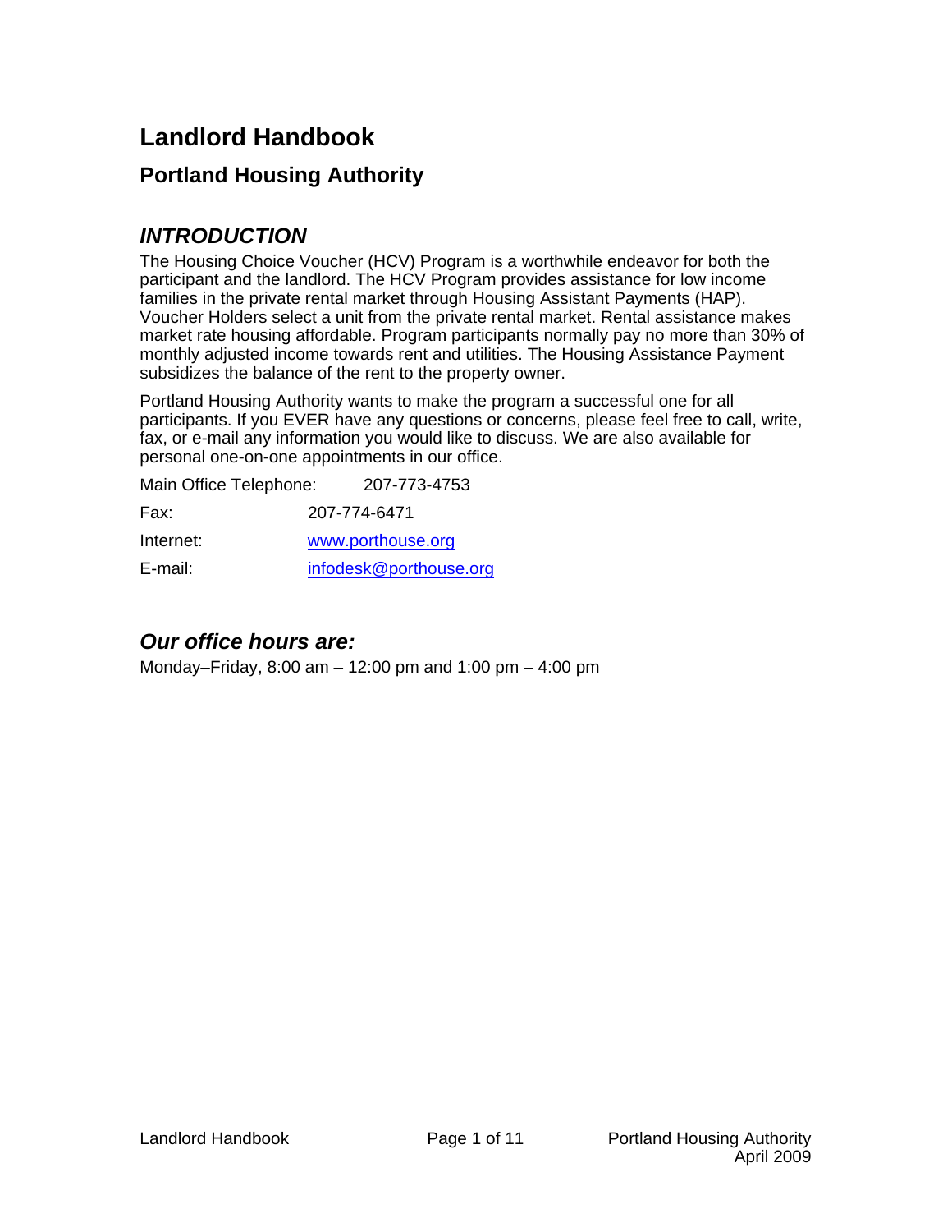# Landlord Handbook

## Portland Housing Authority

## *INTRODUCTION*

The Housing Choice Voucher (HCV) Program is a worthwhile endeavor for both the participant and the landlord. The HCV Program provides assistance for low income families in the private rental market through Housing Assistant Payments (HAP). Voucher Holders select a unit from the private rental market. Rental assistance makes market rate housing affordable. Program participants normally pay no more than 30% of monthly adjusted income towards rent and utilities. The Housing Assistance Payment subsidizes the balance of the rent to the property owner.

Portland Housing Authority wants to make the program a successful one for all participants. If you EVER have any questions or concerns, please feel free to call, write, fax, or e-mail any information you would like to discuss. We are also available for personal one-on-one appointments in our office.

Main Office Telephone: 207-773-4753

Fax: 207-774-6471

Internet: www.porthouse.org

E-mail: infodesk@porthouse.org

## *Our office hours are:*

Monday–Friday, 8:00 am – 12:00 pm and 1:00 pm – 4:00 pm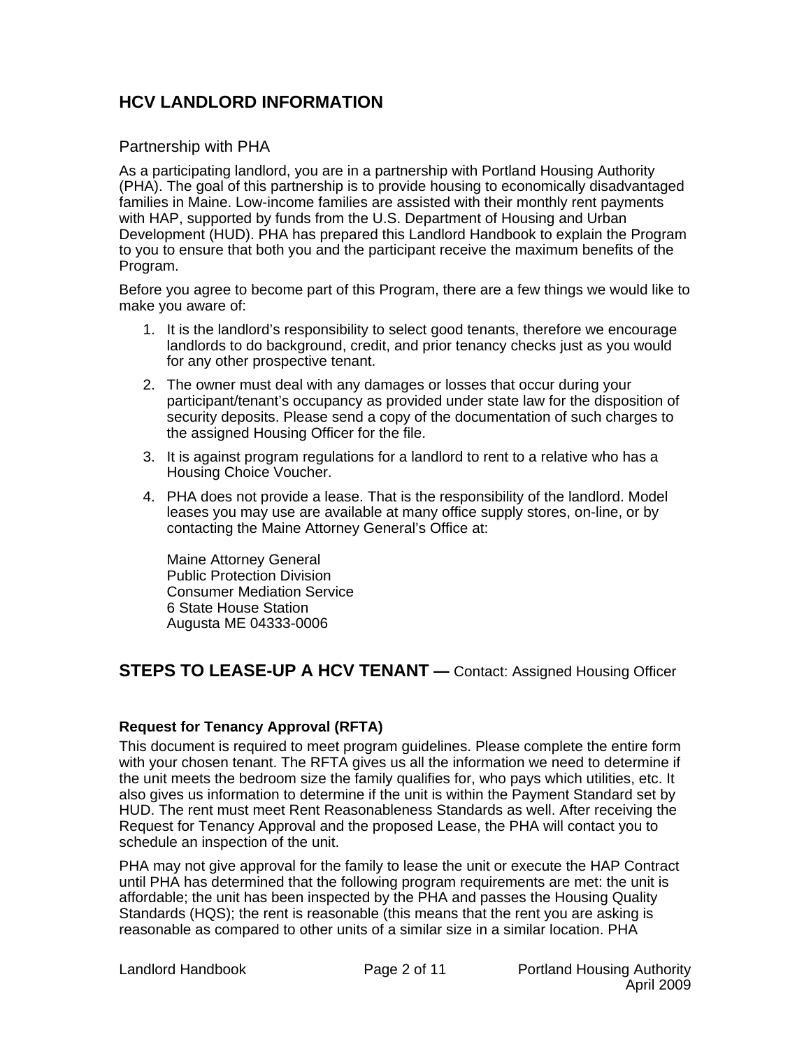## HCV LANDLORD INFORMATION

### Partnership with PHA

As a participating landlord, you are in a partnership with Portland Housing Authority (PHA). The goal of this partnership is to provide housing to economically disadvantaged families in Maine. Low-income families are assisted with their monthly rent payments with HAP, supported by funds from the U.S. Department of Housing and Urban Development (HUD). PHA has prepared this Landlord Handbook to explain the Program to you to ensure that both you and the participant receive the maximum benefits of the Program.

Before you agree to become part of this Program, there are a few things we would like to make you aware of:

1. It is the landlord's responsibility to select good tenants, therefore we encourage landlords to do background, credit, and prior tenancy checks just as you would for any other prospective tenant.
2. The owner must deal with any damages or losses that occur during your participant/tenant's occupancy as provided under state law for the disposition of security deposits. Please send a copy of the documentation of such charges to the assigned Housing Officer for the file.
3. It is against program regulations for a landlord to rent to a relative who has a Housing Choice Voucher.
4. PHA does not provide a lease. That is the responsibility of the landlord. Model leases you may use are available at many office supply stores, on-line, or by contacting the Maine Attorney General's Office at:

   Maine Attorney General
   Public Protection Division
   Consumer Mediation Service
   6 State House Station
   Augusta ME 04333-0006

## STEPS TO LEASE-UP A HCV TENANT — Contact: Assigned Housing Officer

**Request for Tenancy Approval (RFTA)**

This document is required to meet program guidelines. Please complete the entire form with your chosen tenant. The RFTA gives us all the information we need to determine if the unit meets the bedroom size the family qualifies for, who pays which utilities, etc. It also gives us information to determine if the unit is within the Payment Standard set by HUD. The rent must meet Rent Reasonableness Standards as well. After receiving the Request for Tenancy Approval and the proposed Lease, the PHA will contact you to schedule an inspection of the unit.

PHA may not give approval for the family to lease the unit or execute the HAP Contract until PHA has determined that the following program requirements are met: the unit is affordable; the unit has been inspected by the PHA and passes the Housing Quality Standards (HQS); the rent is reasonable (this means that the rent you are asking is reasonable as compared to other units of a similar size in a similar location. PHA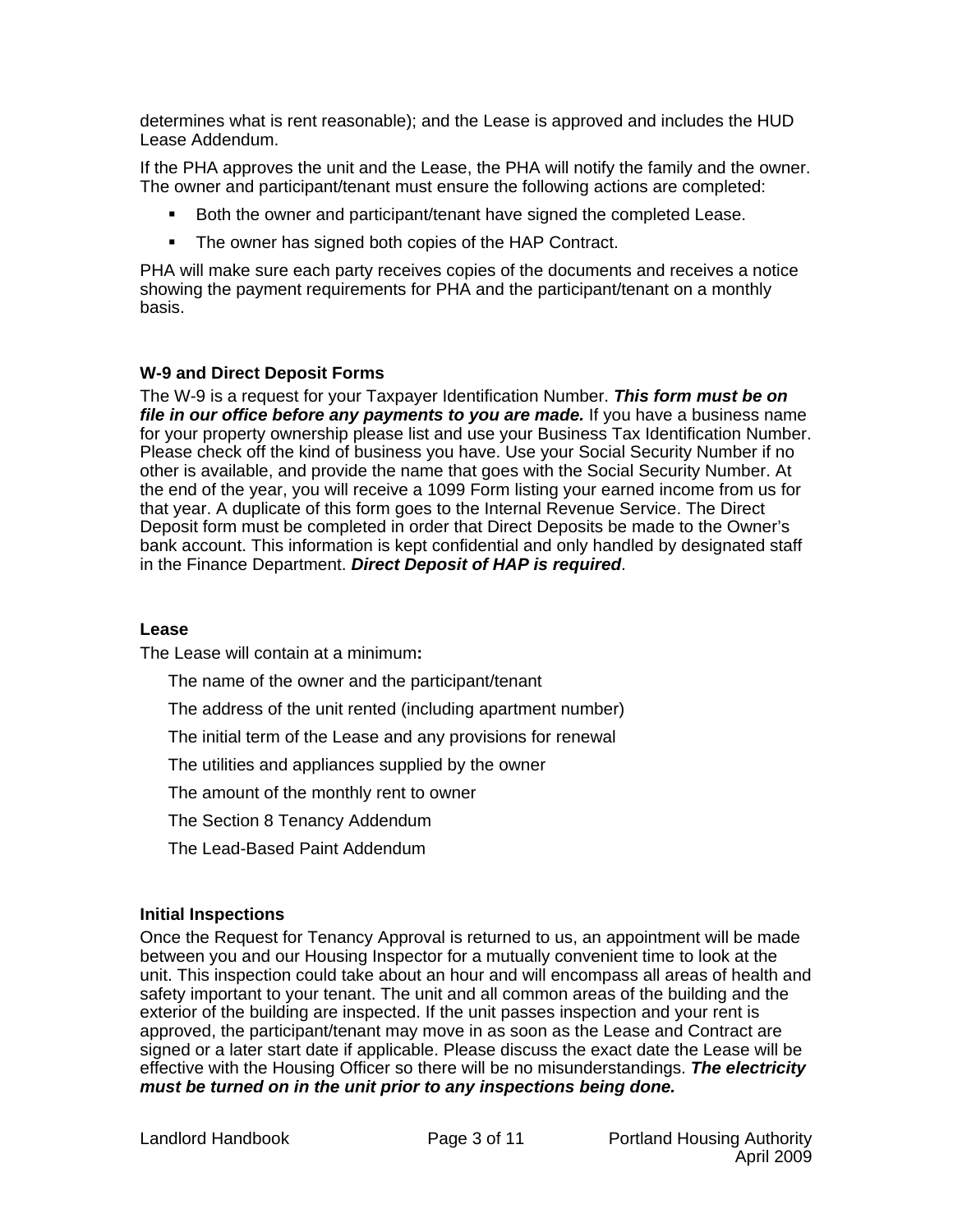determines what is rent reasonable); and the Lease is approved and includes the HUD Lease Addendum.

If the PHA approves the unit and the Lease, the PHA will notify the family and the owner. The owner and participant/tenant must ensure the following actions are completed:

- Both the owner and participant/tenant have signed the completed Lease.
- The owner has signed both copies of the HAP Contract.

PHA will make sure each party receives copies of the documents and receives a notice showing the payment requirements for PHA and the participant/tenant on a monthly basis.

### W-9 and Direct Deposit Forms

The W-9 is a request for your Taxpayer Identification Number. ***This form must be on file in our office before any payments to you are made.*** If you have a business name for your property ownership please list and use your Business Tax Identification Number. Please check off the kind of business you have. Use your Social Security Number if no other is available, and provide the name that goes with the Social Security Number. At the end of the year, you will receive a 1099 Form listing your earned income from us for that year. A duplicate of this form goes to the Internal Revenue Service. The Direct Deposit form must be completed in order that Direct Deposits be made to the Owner's bank account. This information is kept confidential and only handled by designated staff in the Finance Department. ***Direct Deposit of HAP is required***.

### Lease

The Lease will contain at a minimum**:**

The name of the owner and the participant/tenant

The address of the unit rented (including apartment number)

The initial term of the Lease and any provisions for renewal

The utilities and appliances supplied by the owner

The amount of the monthly rent to owner

The Section 8 Tenancy Addendum

The Lead-Based Paint Addendum

### Initial Inspections

Once the Request for Tenancy Approval is returned to us, an appointment will be made between you and our Housing Inspector for a mutually convenient time to look at the unit. This inspection could take about an hour and will encompass all areas of health and safety important to your tenant. The unit and all common areas of the building and the exterior of the building are inspected. If the unit passes inspection and your rent is approved, the participant/tenant may move in as soon as the Lease and Contract are signed or a later start date if applicable. Please discuss the exact date the Lease will be effective with the Housing Officer so there will be no misunderstandings. ***The electricity must be turned on in the unit prior to any inspections being done.***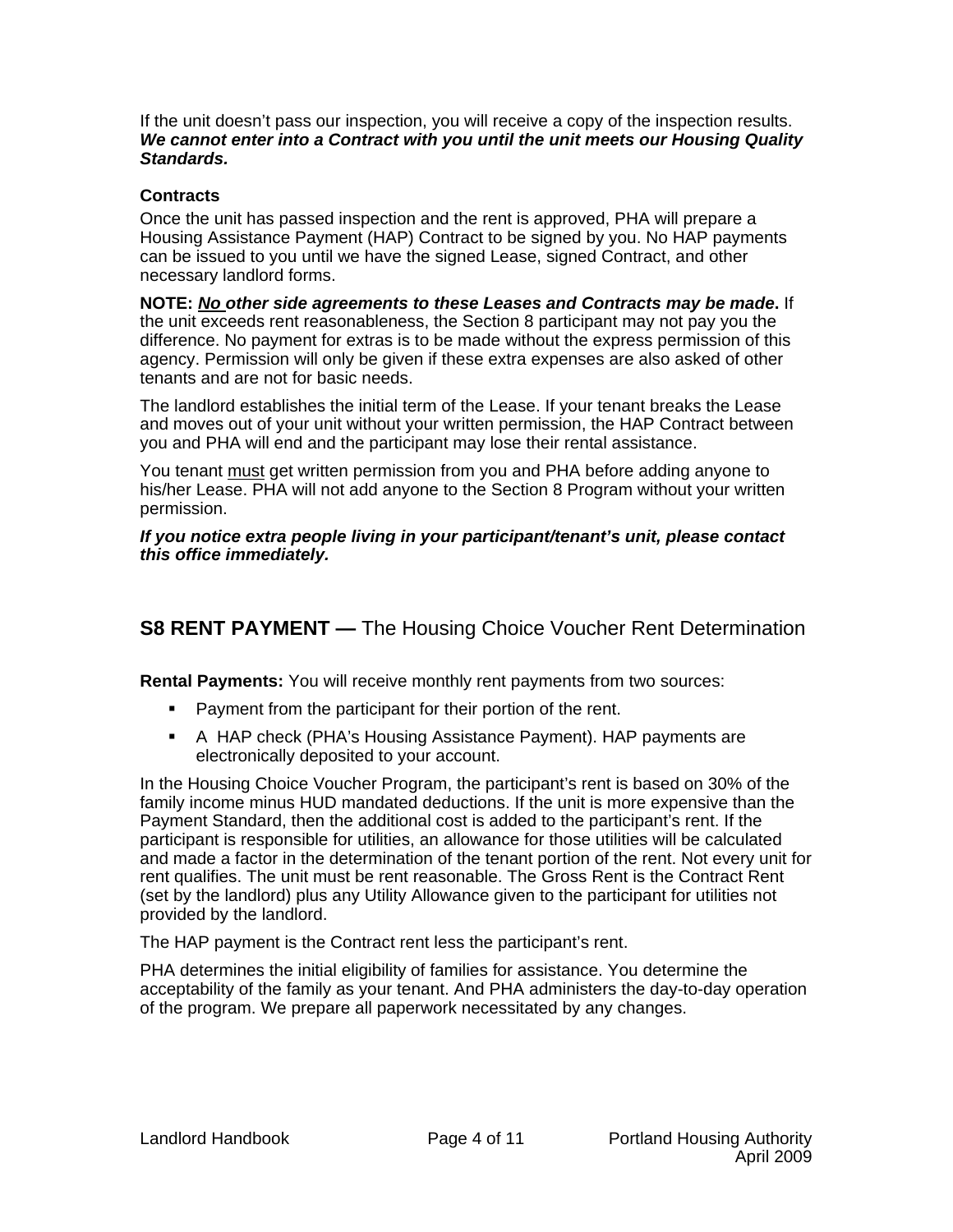If the unit doesn't pass our inspection, you will receive a copy of the inspection results. ***We cannot enter into a Contract with you until the unit meets our Housing Quality Standards.***

### Contracts

Once the unit has passed inspection and the rent is approved, PHA will prepare a Housing Assistance Payment (HAP) Contract to be signed by you. No HAP payments can be issued to you until we have the signed Lease, signed Contract, and other necessary landlord forms.

**NOTE:** ***No other side agreements to these Leases and Contracts may be made*.** If the unit exceeds rent reasonableness, the Section 8 participant may not pay you the difference. No payment for extras is to be made without the express permission of this agency. Permission will only be given if these extra expenses are also asked of other tenants and are not for basic needs.

The landlord establishes the initial term of the Lease. If your tenant breaks the Lease and moves out of your unit without your written permission, the HAP Contract between you and PHA will end and the participant may lose their rental assistance.

You tenant must get written permission from you and PHA before adding anyone to his/her Lease. PHA will not add anyone to the Section 8 Program without your written permission.

***If you notice extra people living in your participant/tenant's unit, please contact this office immediately.***

## S8 RENT PAYMENT — The Housing Choice Voucher Rent Determination

**Rental Payments:** You will receive monthly rent payments from two sources:

- Payment from the participant for their portion of the rent.
- A HAP check (PHA's Housing Assistance Payment). HAP payments are electronically deposited to your account.

In the Housing Choice Voucher Program, the participant's rent is based on 30% of the family income minus HUD mandated deductions. If the unit is more expensive than the Payment Standard, then the additional cost is added to the participant's rent. If the participant is responsible for utilities, an allowance for those utilities will be calculated and made a factor in the determination of the tenant portion of the rent. Not every unit for rent qualifies. The unit must be rent reasonable. The Gross Rent is the Contract Rent (set by the landlord) plus any Utility Allowance given to the participant for utilities not provided by the landlord.

The HAP payment is the Contract rent less the participant's rent.

PHA determines the initial eligibility of families for assistance. You determine the acceptability of the family as your tenant. And PHA administers the day-to-day operation of the program. We prepare all paperwork necessitated by any changes.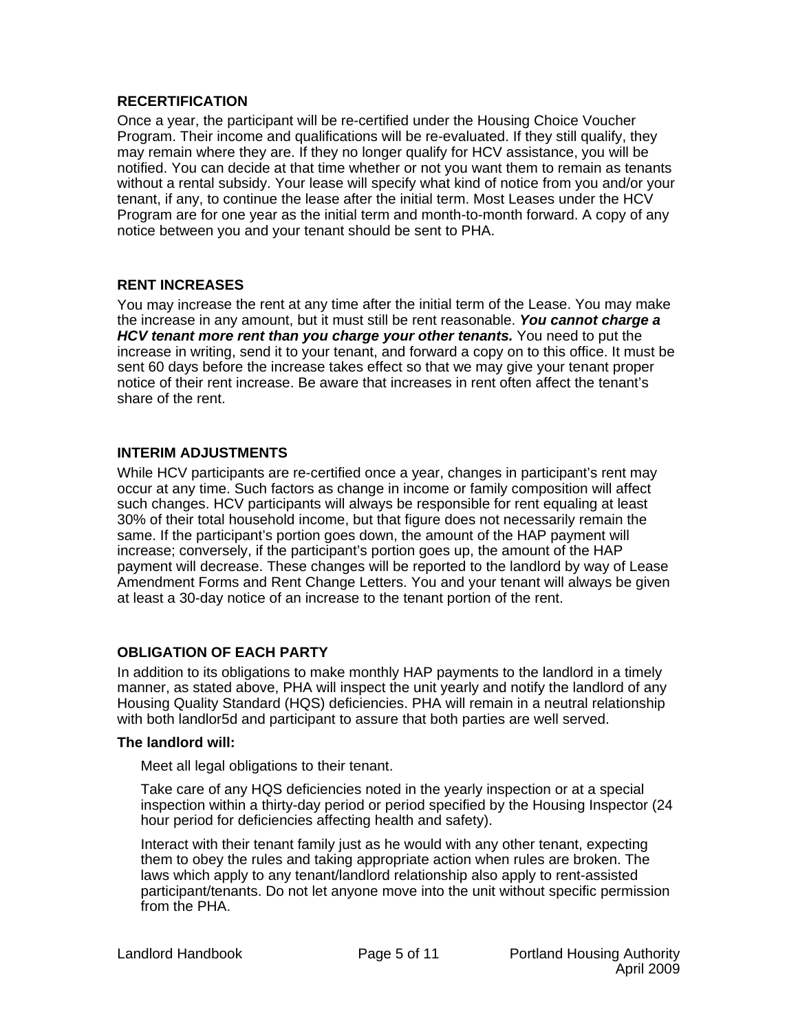## RECERTIFICATION

Once a year, the participant will be re-certified under the Housing Choice Voucher Program. Their income and qualifications will be re-evaluated. If they still qualify, they may remain where they are. If they no longer qualify for HCV assistance, you will be notified. You can decide at that time whether or not you want them to remain as tenants without a rental subsidy. Your lease will specify what kind of notice from you and/or your tenant, if any, to continue the lease after the initial term. Most Leases under the HCV Program are for one year as the initial term and month-to-month forward. A copy of any notice between you and your tenant should be sent to PHA.

## RENT INCREASES

You may increase the rent at any time after the initial term of the Lease. You may make the increase in any amount, but it must still be rent reasonable. ***You cannot charge a HCV tenant more rent than you charge your other tenants.*** You need to put the increase in writing, send it to your tenant, and forward a copy on to this office. It must be sent 60 days before the increase takes effect so that we may give your tenant proper notice of their rent increase. Be aware that increases in rent often affect the tenant's share of the rent.

## INTERIM ADJUSTMENTS

While HCV participants are re-certified once a year, changes in participant's rent may occur at any time. Such factors as change in income or family composition will affect such changes. HCV participants will always be responsible for rent equaling at least 30% of their total household income, but that figure does not necessarily remain the same. If the participant's portion goes down, the amount of the HAP payment will increase; conversely, if the participant's portion goes up, the amount of the HAP payment will decrease. These changes will be reported to the landlord by way of Lease Amendment Forms and Rent Change Letters. You and your tenant will always be given at least a 30-day notice of an increase to the tenant portion of the rent.

## OBLIGATION OF EACH PARTY

In addition to its obligations to make monthly HAP payments to the landlord in a timely manner, as stated above, PHA will inspect the unit yearly and notify the landlord of any Housing Quality Standard (HQS) deficiencies. PHA will remain in a neutral relationship with both landlor5d and participant to assure that both parties are well served.

**The landlord will:**

Meet all legal obligations to their tenant.

Take care of any HQS deficiencies noted in the yearly inspection or at a special inspection within a thirty-day period or period specified by the Housing Inspector (24 hour period for deficiencies affecting health and safety).

Interact with their tenant family just as he would with any other tenant, expecting them to obey the rules and taking appropriate action when rules are broken. The laws which apply to any tenant/landlord relationship also apply to rent-assisted participant/tenants. Do not let anyone move into the unit without specific permission from the PHA.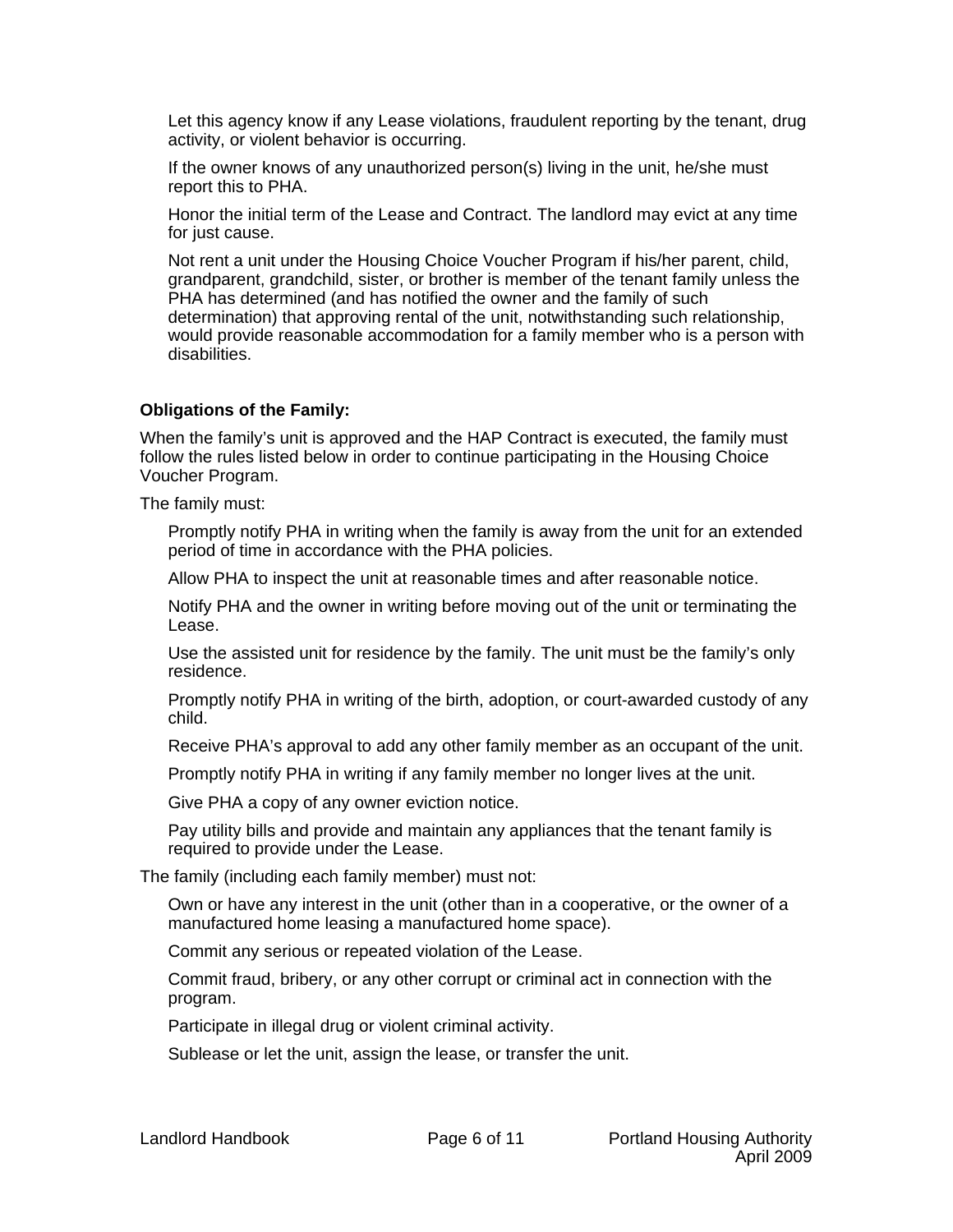Let this agency know if any Lease violations, fraudulent reporting by the tenant, drug activity, or violent behavior is occurring.

If the owner knows of any unauthorized person(s) living in the unit, he/she must report this to PHA.

Honor the initial term of the Lease and Contract. The landlord may evict at any time for just cause.

Not rent a unit under the Housing Choice Voucher Program if his/her parent, child, grandparent, grandchild, sister, or brother is member of the tenant family unless the PHA has determined (and has notified the owner and the family of such determination) that approving rental of the unit, notwithstanding such relationship, would provide reasonable accommodation for a family member who is a person with disabilities.

**Obligations of the Family:**

When the family's unit is approved and the HAP Contract is executed, the family must follow the rules listed below in order to continue participating in the Housing Choice Voucher Program.

The family must:

Promptly notify PHA in writing when the family is away from the unit for an extended period of time in accordance with the PHA policies.

Allow PHA to inspect the unit at reasonable times and after reasonable notice.

Notify PHA and the owner in writing before moving out of the unit or terminating the Lease.

Use the assisted unit for residence by the family. The unit must be the family's only residence.

Promptly notify PHA in writing of the birth, adoption, or court-awarded custody of any child.

Receive PHA's approval to add any other family member as an occupant of the unit.

Promptly notify PHA in writing if any family member no longer lives at the unit.

Give PHA a copy of any owner eviction notice.

Pay utility bills and provide and maintain any appliances that the tenant family is required to provide under the Lease.

The family (including each family member) must not:

Own or have any interest in the unit (other than in a cooperative, or the owner of a manufactured home leasing a manufactured home space).

Commit any serious or repeated violation of the Lease.

Commit fraud, bribery, or any other corrupt or criminal act in connection with the program.

Participate in illegal drug or violent criminal activity.

Sublease or let the unit, assign the lease, or transfer the unit.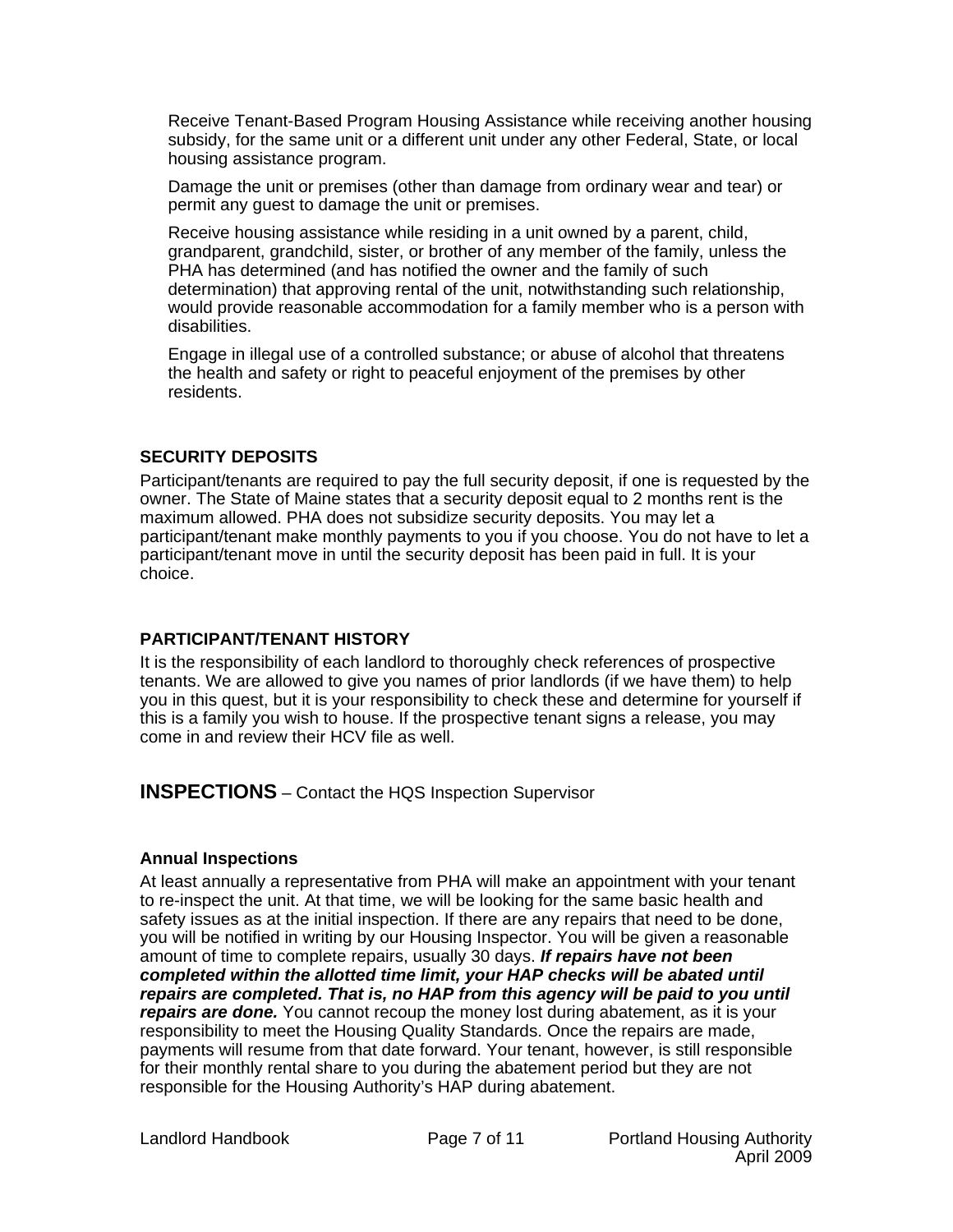Receive Tenant-Based Program Housing Assistance while receiving another housing subsidy, for the same unit or a different unit under any other Federal, State, or local housing assistance program.

Damage the unit or premises (other than damage from ordinary wear and tear) or permit any guest to damage the unit or premises.

Receive housing assistance while residing in a unit owned by a parent, child, grandparent, grandchild, sister, or brother of any member of the family, unless the PHA has determined (and has notified the owner and the family of such determination) that approving rental of the unit, notwithstanding such relationship, would provide reasonable accommodation for a family member who is a person with disabilities.

Engage in illegal use of a controlled substance; or abuse of alcohol that threatens the health and safety or right to peaceful enjoyment of the premises by other residents.

### SECURITY DEPOSITS

Participant/tenants are required to pay the full security deposit, if one is requested by the owner. The State of Maine states that a security deposit equal to 2 months rent is the maximum allowed. PHA does not subsidize security deposits. You may let a participant/tenant make monthly payments to you if you choose. You do not have to let a participant/tenant move in until the security deposit has been paid in full. It is your choice.

### PARTICIPANT/TENANT HISTORY

It is the responsibility of each landlord to thoroughly check references of prospective tenants. We are allowed to give you names of prior landlords (if we have them) to help you in this quest, but it is your responsibility to check these and determine for yourself if this is a family you wish to house. If the prospective tenant signs a release, you may come in and review their HCV file as well.

## INSPECTIONS – Contact the HQS Inspection Supervisor

### Annual Inspections

At least annually a representative from PHA will make an appointment with your tenant to re-inspect the unit. At that time, we will be looking for the same basic health and safety issues as at the initial inspection. If there are any repairs that need to be done, you will be notified in writing by our Housing Inspector. You will be given a reasonable amount of time to complete repairs, usually 30 days. ***If repairs have not been completed within the allotted time limit, your HAP checks will be abated until repairs are completed. That is, no HAP from this agency will be paid to you until repairs are done.*** You cannot recoup the money lost during abatement, as it is your responsibility to meet the Housing Quality Standards. Once the repairs are made, payments will resume from that date forward. Your tenant, however, is still responsible for their monthly rental share to you during the abatement period but they are not responsible for the Housing Authority's HAP during abatement.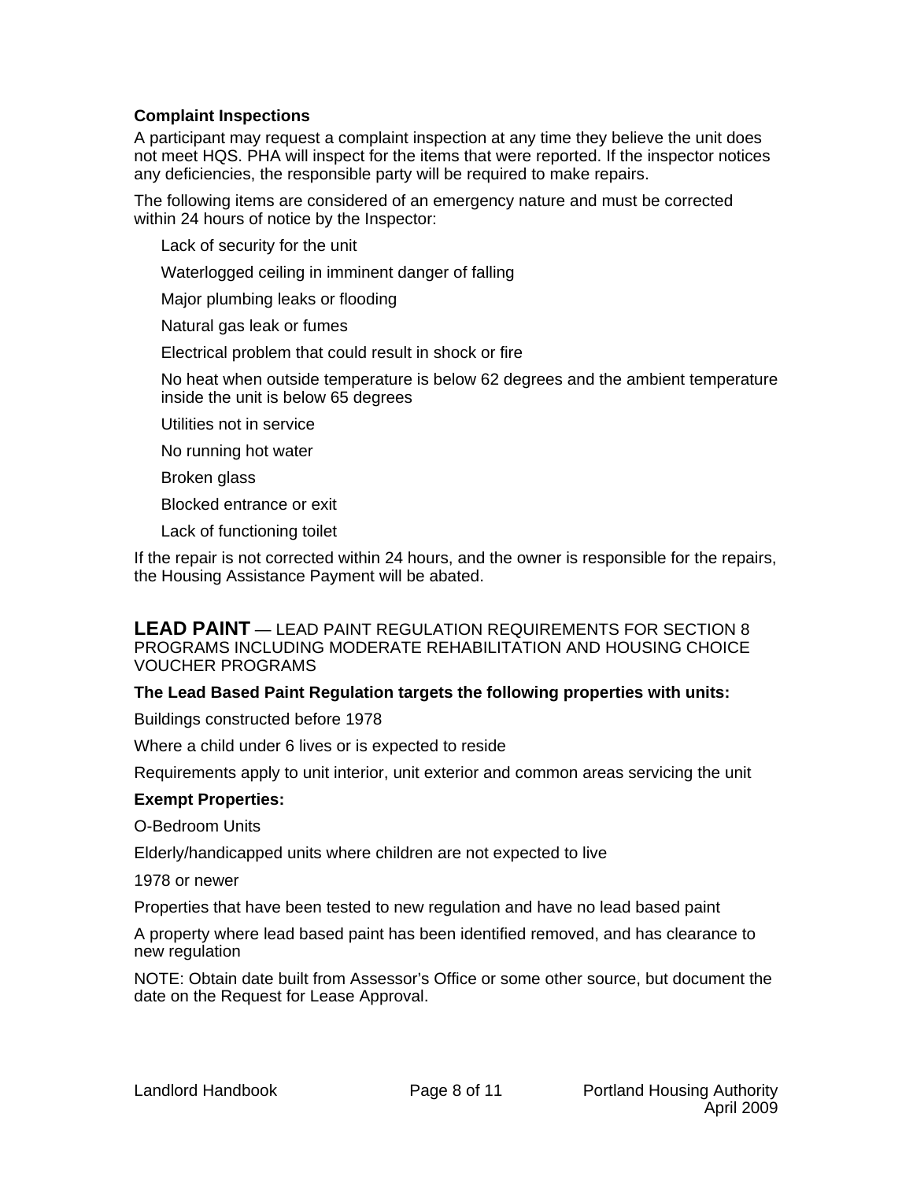**Complaint Inspections**

A participant may request a complaint inspection at any time they believe the unit does not meet HQS. PHA will inspect for the items that were reported. If the inspector notices any deficiencies, the responsible party will be required to make repairs.

The following items are considered of an emergency nature and must be corrected within 24 hours of notice by the Inspector:

- Lack of security for the unit
- Waterlogged ceiling in imminent danger of falling
- Major plumbing leaks or flooding
- Natural gas leak or fumes
- Electrical problem that could result in shock or fire
- No heat when outside temperature is below 62 degrees and the ambient temperature inside the unit is below 65 degrees
- Utilities not in service
- No running hot water
- Broken glass
- Blocked entrance or exit
- Lack of functioning toilet

If the repair is not corrected within 24 hours, and the owner is responsible for the repairs, the Housing Assistance Payment will be abated.

## LEAD PAINT — LEAD PAINT REGULATION REQUIREMENTS FOR SECTION 8 PROGRAMS INCLUDING MODERATE REHABILITATION AND HOUSING CHOICE VOUCHER PROGRAMS

**The Lead Based Paint Regulation targets the following properties with units:**

Buildings constructed before 1978

Where a child under 6 lives or is expected to reside

Requirements apply to unit interior, unit exterior and common areas servicing the unit

**Exempt Properties:**

O-Bedroom Units

Elderly/handicapped units where children are not expected to live

1978 or newer

Properties that have been tested to new regulation and have no lead based paint

A property where lead based paint has been identified removed, and has clearance to new regulation

NOTE: Obtain date built from Assessor's Office or some other source, but document the date on the Request for Lease Approval.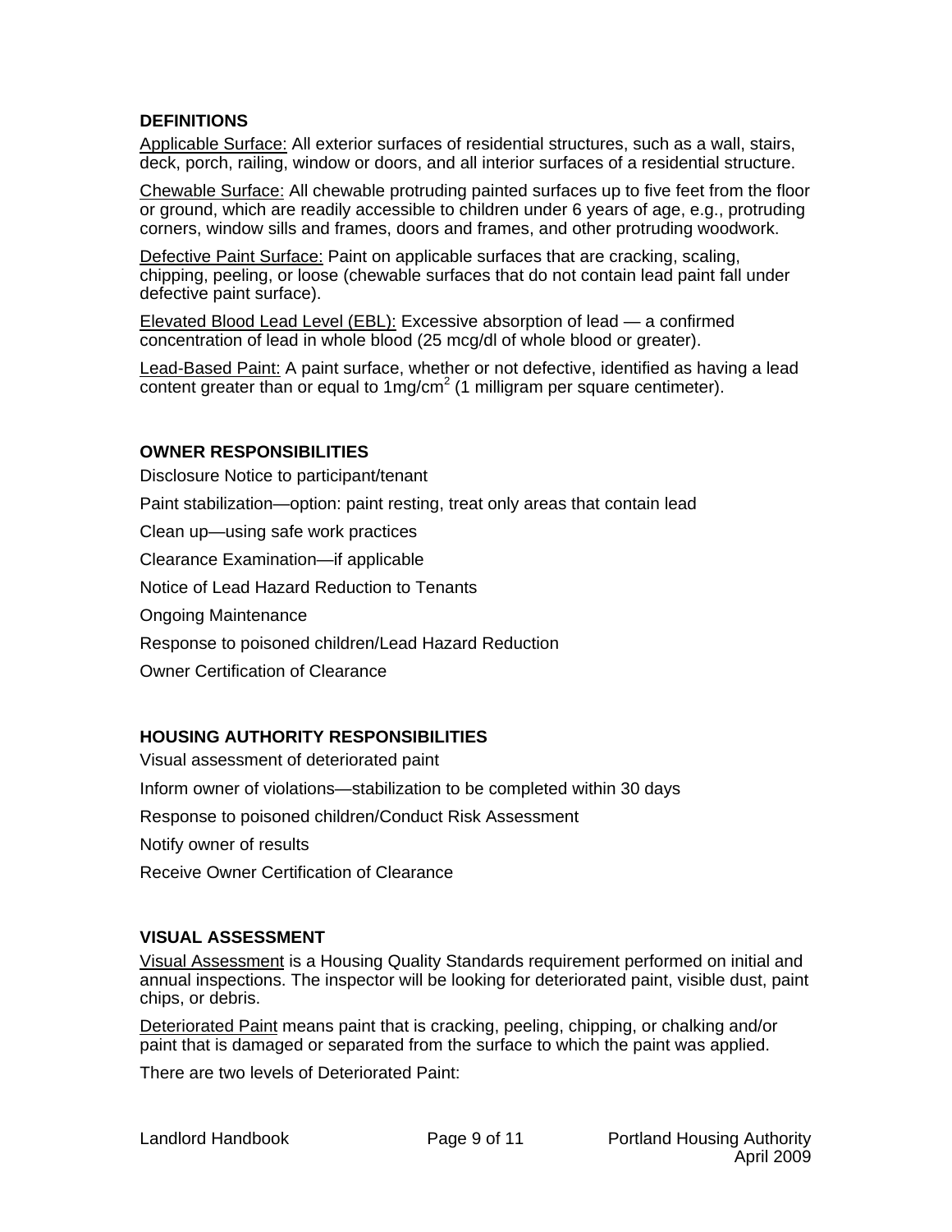## DEFINITIONS

Applicable Surface: All exterior surfaces of residential structures, such as a wall, stairs, deck, porch, railing, window or doors, and all interior surfaces of a residential structure.

Chewable Surface: All chewable protruding painted surfaces up to five feet from the floor or ground, which are readily accessible to children under 6 years of age, e.g., protruding corners, window sills and frames, doors and frames, and other protruding woodwork.

Defective Paint Surface: Paint on applicable surfaces that are cracking, scaling, chipping, peeling, or loose (chewable surfaces that do not contain lead paint fall under defective paint surface).

Elevated Blood Lead Level (EBL): Excessive absorption of lead — a confirmed concentration of lead in whole blood (25 mcg/dl of whole blood or greater).

Lead-Based Paint: A paint surface, whether or not defective, identified as having a lead content greater than or equal to 1mg/cm$^2$ (1 milligram per square centimeter).

## OWNER RESPONSIBILITIES

Disclosure Notice to participant/tenant

Paint stabilization—option: paint resting, treat only areas that contain lead

Clean up—using safe work practices

Clearance Examination—if applicable

Notice of Lead Hazard Reduction to Tenants

Ongoing Maintenance

Response to poisoned children/Lead Hazard Reduction

Owner Certification of Clearance

## HOUSING AUTHORITY RESPONSIBILITIES

Visual assessment of deteriorated paint

Inform owner of violations—stabilization to be completed within 30 days

Response to poisoned children/Conduct Risk Assessment

Notify owner of results

Receive Owner Certification of Clearance

## VISUAL ASSESSMENT

Visual Assessment is a Housing Quality Standards requirement performed on initial and annual inspections. The inspector will be looking for deteriorated paint, visible dust, paint chips, or debris.

Deteriorated Paint means paint that is cracking, peeling, chipping, or chalking and/or paint that is damaged or separated from the surface to which the paint was applied.

There are two levels of Deteriorated Paint: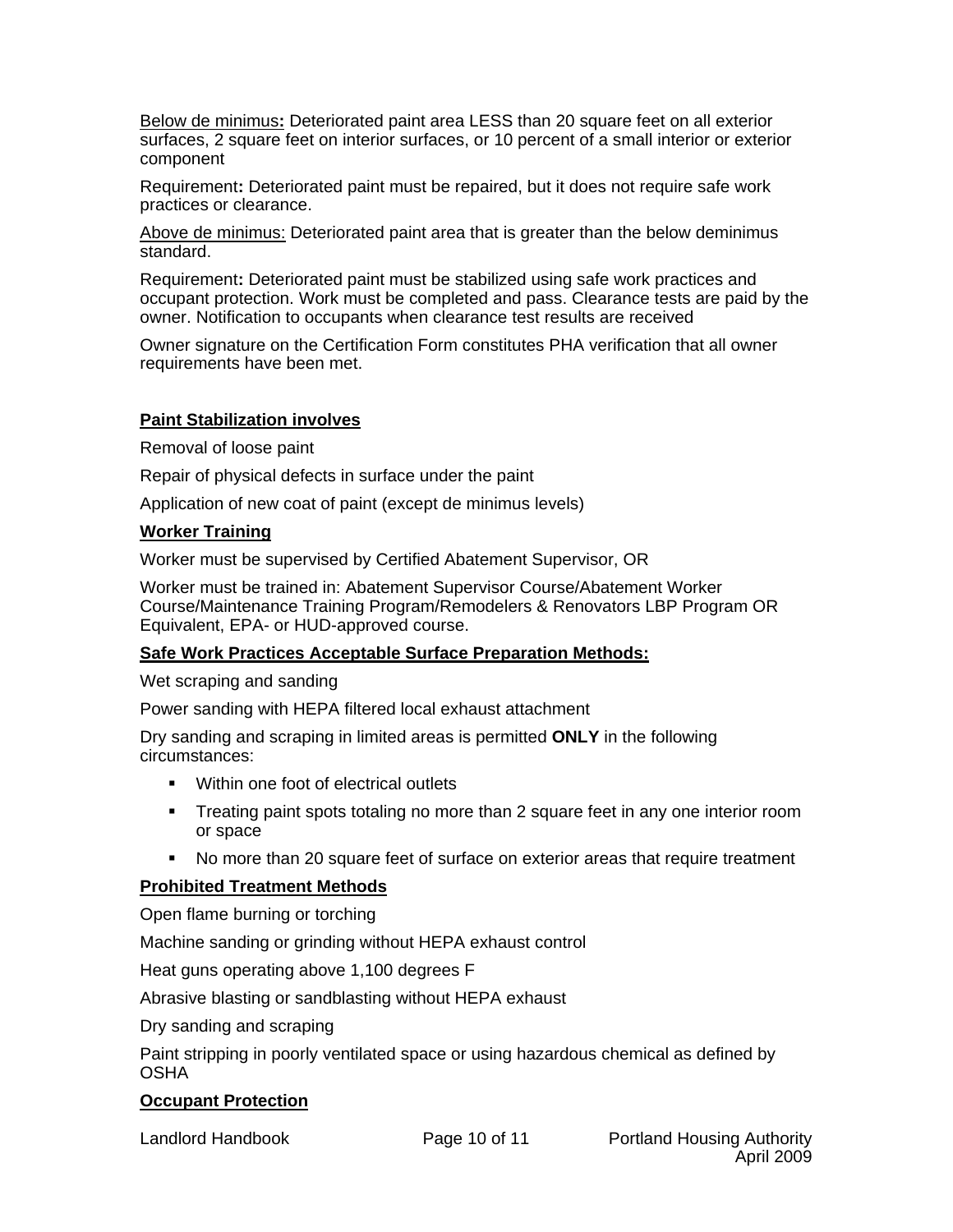Below de minimus**:** Deteriorated paint area LESS than 20 square feet on all exterior surfaces, 2 square feet on interior surfaces, or 10 percent of a small interior or exterior component

Requirement**:** Deteriorated paint must be repaired, but it does not require safe work practices or clearance.

Above de minimus: Deteriorated paint area that is greater than the below deminimus standard.

Requirement**:** Deteriorated paint must be stabilized using safe work practices and occupant protection. Work must be completed and pass. Clearance tests are paid by the owner. Notification to occupants when clearance test results are received

Owner signature on the Certification Form constitutes PHA verification that all owner requirements have been met.

**Paint Stabilization involves**

Removal of loose paint

Repair of physical defects in surface under the paint

Application of new coat of paint (except de minimus levels)

**Worker Training**

Worker must be supervised by Certified Abatement Supervisor, OR

Worker must be trained in: Abatement Supervisor Course/Abatement Worker Course/Maintenance Training Program/Remodelers & Renovators LBP Program OR Equivalent, EPA- or HUD-approved course.

**Safe Work Practices Acceptable Surface Preparation Methods:**

Wet scraping and sanding

Power sanding with HEPA filtered local exhaust attachment

Dry sanding and scraping in limited areas is permitted **ONLY** in the following circumstances:

- Within one foot of electrical outlets
- Treating paint spots totaling no more than 2 square feet in any one interior room or space
- No more than 20 square feet of surface on exterior areas that require treatment

**Prohibited Treatment Methods**

Open flame burning or torching

Machine sanding or grinding without HEPA exhaust control

Heat guns operating above 1,100 degrees F

Abrasive blasting or sandblasting without HEPA exhaust

Dry sanding and scraping

Paint stripping in poorly ventilated space or using hazardous chemical as defined by OSHA

**Occupant Protection**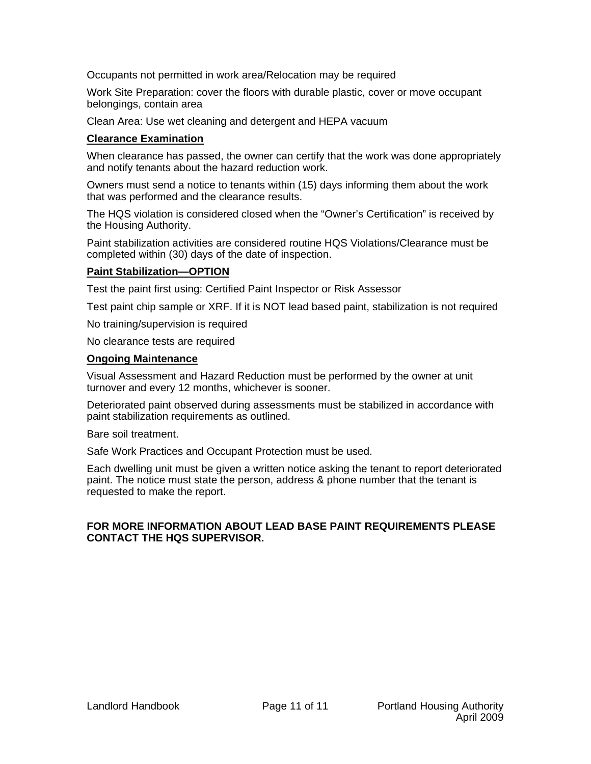Occupants not permitted in work area/Relocation may be required

Work Site Preparation: cover the floors with durable plastic, cover or move occupant belongings, contain area

Clean Area: Use wet cleaning and detergent and HEPA vacuum

**Clearance Examination**

When clearance has passed, the owner can certify that the work was done appropriately and notify tenants about the hazard reduction work.

Owners must send a notice to tenants within (15) days informing them about the work that was performed and the clearance results.

The HQS violation is considered closed when the “Owner’s Certification” is received by the Housing Authority.

Paint stabilization activities are considered routine HQS Violations/Clearance must be completed within (30) days of the date of inspection.

**Paint Stabilization—OPTION**

Test the paint first using: Certified Paint Inspector or Risk Assessor

Test paint chip sample or XRF. If it is NOT lead based paint, stabilization is not required

No training/supervision is required

No clearance tests are required

**Ongoing Maintenance**

Visual Assessment and Hazard Reduction must be performed by the owner at unit turnover and every 12 months, whichever is sooner.

Deteriorated paint observed during assessments must be stabilized in accordance with paint stabilization requirements as outlined.

Bare soil treatment.

Safe Work Practices and Occupant Protection must be used.

Each dwelling unit must be given a written notice asking the tenant to report deteriorated paint. The notice must state the person, address & phone number that the tenant is requested to make the report.

**FOR MORE INFORMATION ABOUT LEAD BASE PAINT REQUIREMENTS PLEASE CONTACT THE HQS SUPERVISOR.**